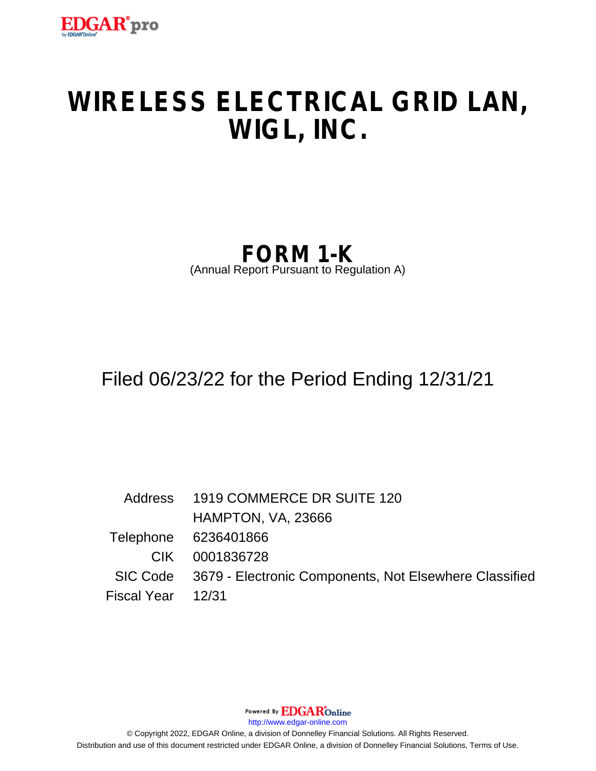# WIRELESS ELECTRICAL GRID LAN, WIGL, INC.

## FORM 1-K

(Annual Report Pursuant to Regulation A)

Filed 06/23/22 for the Period Ending 12/31/21

| | |
|---|---|
| Address | 1919 COMMERCE DR SUITE 120 |
| | HAMPTON, VA, 23666 |
| Telephone | 6236401866 |
| CIK | 0001836728 |
| SIC Code | 3679 - Electronic Components, Not Elsewhere Classified |
| Fiscal Year | 12/31 |

Powered By EDGAR Online

http://www.edgar-online.com

© Copyright 2022, EDGAR Online, a division of Donnelley Financial Solutions. All Rights Reserved.

Distribution and use of this document restricted under EDGAR Online, a division of Donnelley Financial Solutions, Terms of Use.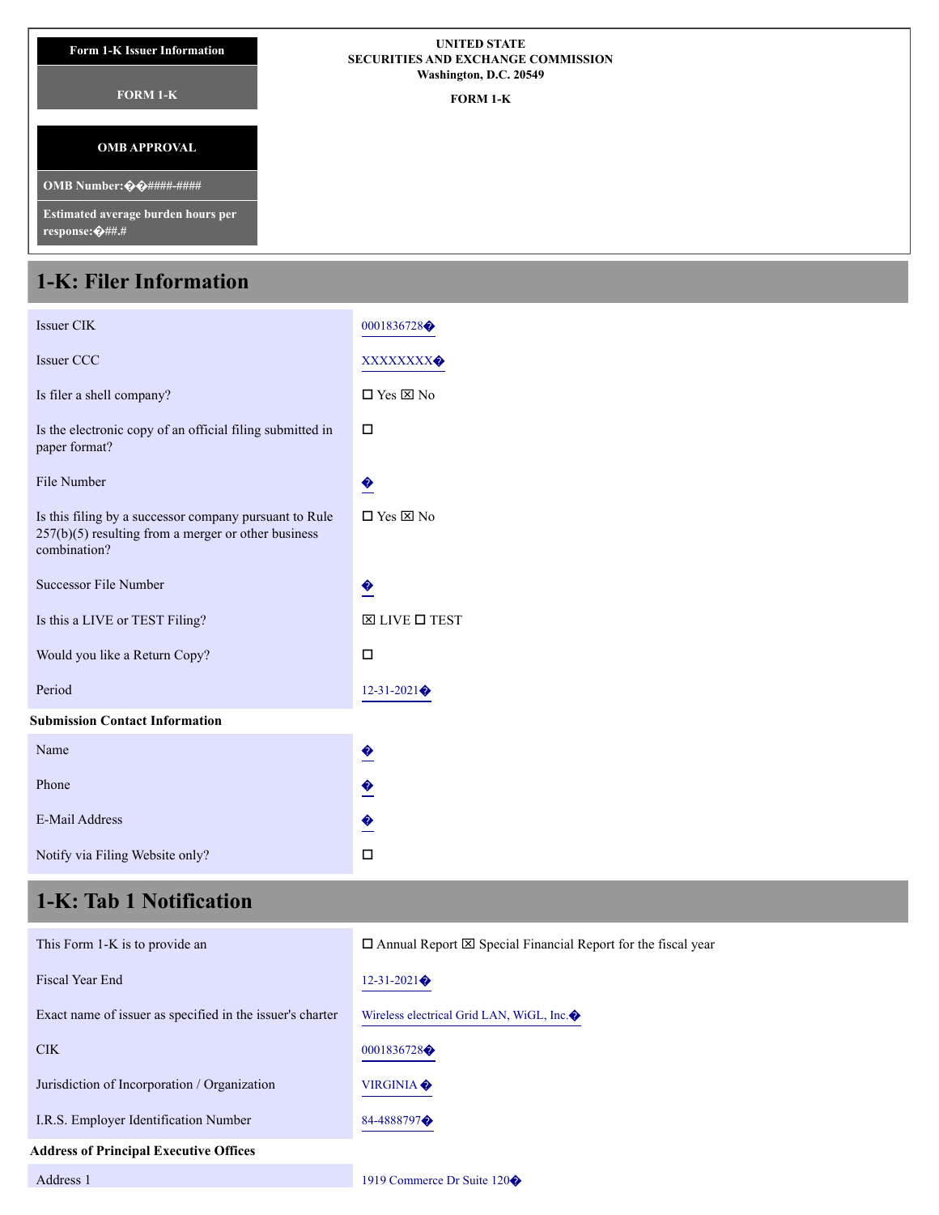| Form 1-K Issuer Information | UNITED STATE SECURITIES AND EXCHANGE COMMISSION Washington, D.C. 20549 |
| --- | --- |
| FORM 1-K | FORM 1-K |

| OMB APPROVAL |
| --- |
| OMB Number:��####-#### |
| Estimated average burden hours per response:�##.# |

# 1-K: Filer Information

| | |
| --- | --- |
| Issuer CIK | 0001836728� |
| Issuer CCC | XXXXXXXX� |
| Is filer a shell company? | ☐ Yes ☒ No |
| Is the electronic copy of an official filing submitted in paper format? | ☐ |
| File Number | � |
| Is this filing by a successor company pursuant to Rule 257(b)(5) resulting from a merger or other business combination? | ☐ Yes ☒ No |
| Successor File Number | � |
| Is this a LIVE or TEST Filing? | ☒ LIVE ☐ TEST |
| Would you like a Return Copy? | ☐ |
| Period | 12-31-2021� |

**Submission Contact Information**

| | |
| --- | --- |
| Name | � |
| Phone | � |
| E-Mail Address | � |
| Notify via Filing Website only? | ☐ |

# 1-K: Tab 1 Notification

| | |
| --- | --- |
| This Form 1-K is to provide an | ☐ Annual Report ☒ Special Financial Report for the fiscal year |
| Fiscal Year End | 12-31-2021� |
| Exact name of issuer as specified in the issuer's charter | Wireless electrical Grid LAN, WiGL, Inc.� |
| CIK | 0001836728� |
| Jurisdiction of Incorporation / Organization | VIRGINIA � |
| I.R.S. Employer Identification Number | 84-4888797� |

**Address of Principal Executive Offices**

| | |
| --- | --- |
| Address 1 | 1919 Commerce Dr Suite 120� |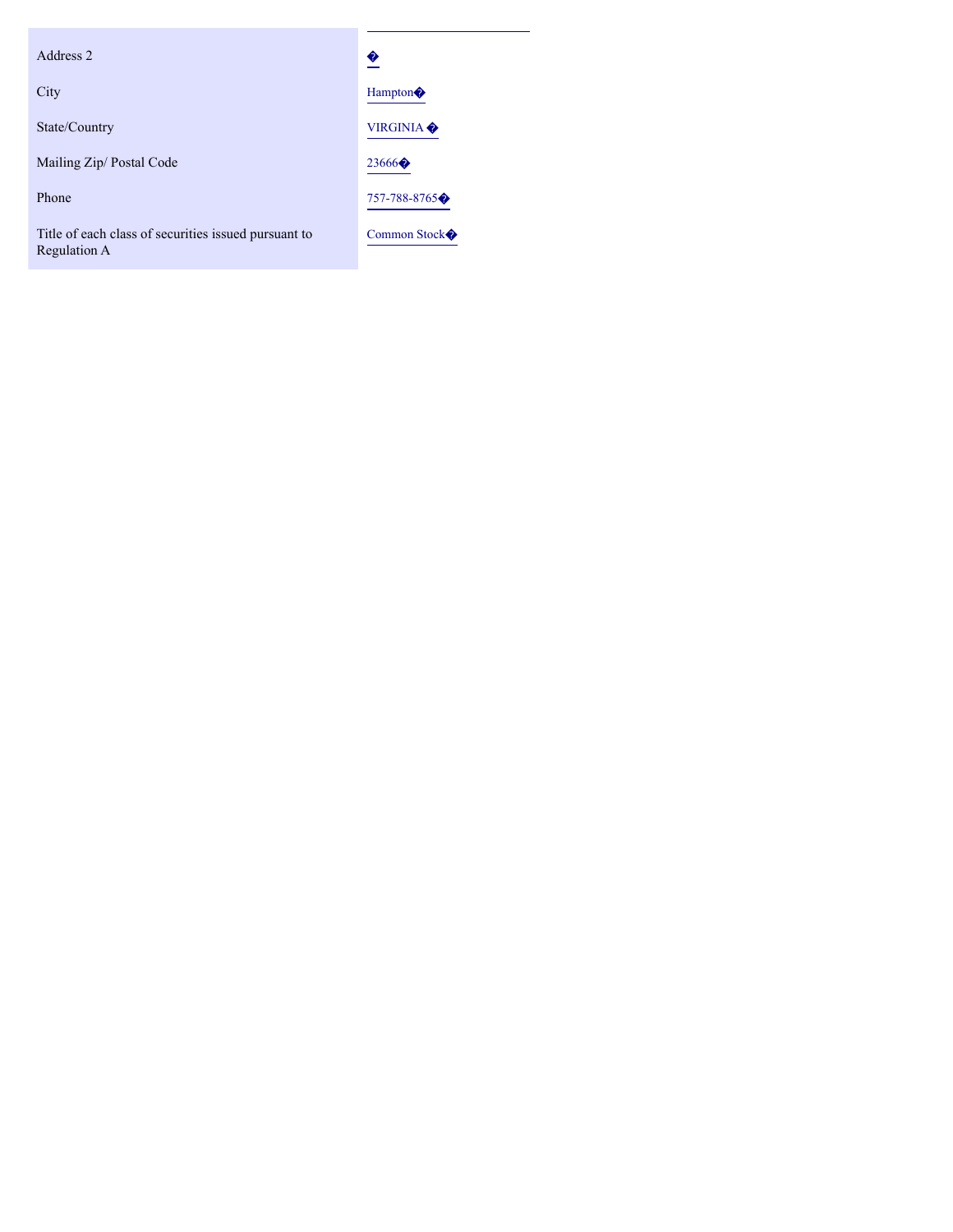| | |
|---|---|
| Address 2 | � |
| City | Hampton� |
| State/Country | VIRGINIA � |
| Mailing Zip/ Postal Code | 23666� |
| Phone | 757-788-8765� |
| Title of each class of securities issued pursuant to Regulation A | Common Stock� |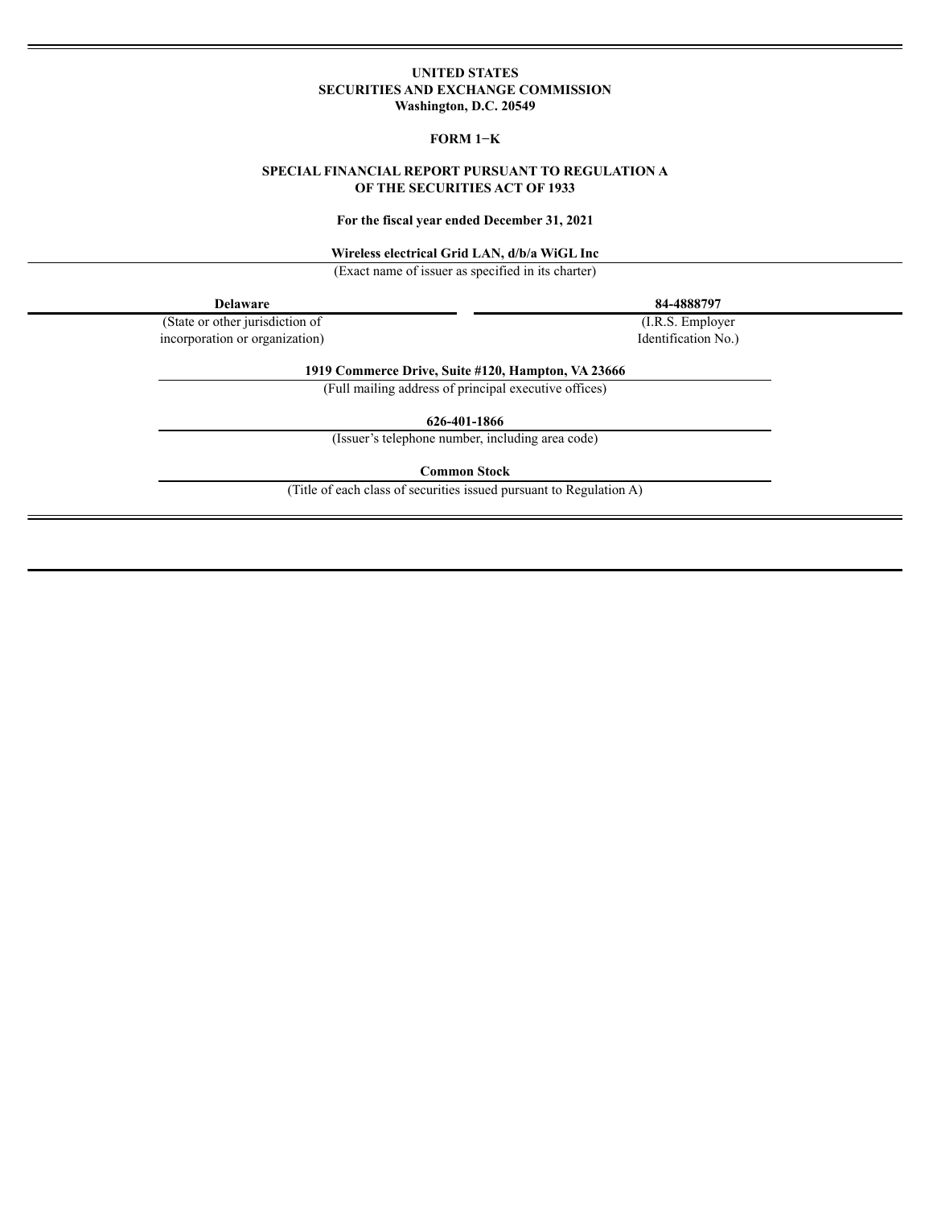**UNITED STATES**
**SECURITIES AND EXCHANGE COMMISSION**
**Washington, D.C. 20549**

**FORM 1−K**

**SPECIAL FINANCIAL REPORT PURSUANT TO REGULATION A**
**OF THE SECURITIES ACT OF 1933**

**For the fiscal year ended December 31, 2021**

**Wireless electrical Grid LAN, d/b/a WiGL Inc**
(Exact name of issuer as specified in its charter)

| **Delaware** | **84-4888797** |
|---|---|
| (State or other jurisdiction of incorporation or organization) | (I.R.S. Employer Identification No.) |

**1919 Commerce Drive, Suite #120, Hampton, VA 23666**
(Full mailing address of principal executive offices)

**626-401-1866**
(Issuer's telephone number, including area code)

**Common Stock**
(Title of each class of securities issued pursuant to Regulation A)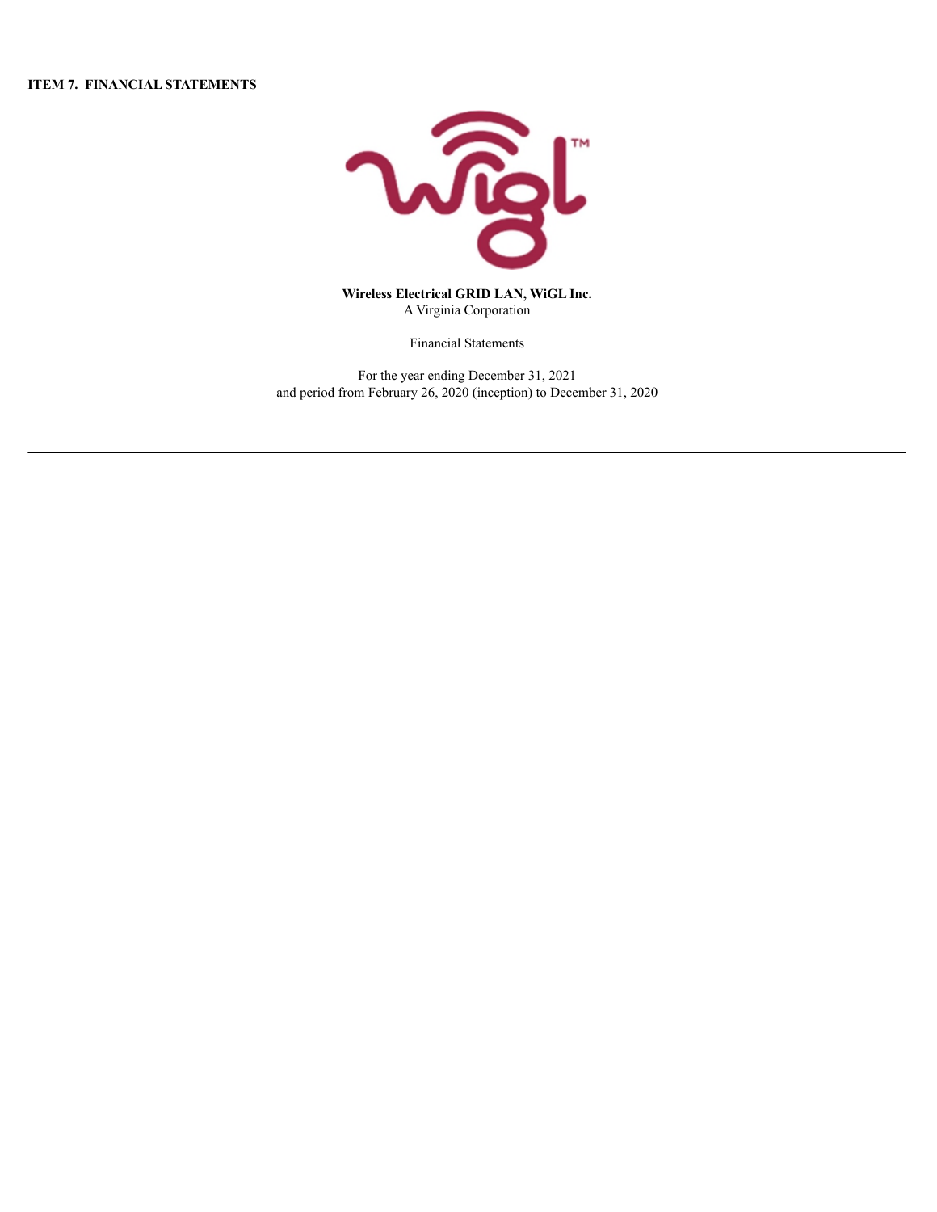**ITEM 7. FINANCIAL STATEMENTS**

**Wireless Electrical GRID LAN, WiGL Inc.**
A Virginia Corporation

Financial Statements

For the year ending December 31, 2021
and period from February 26, 2020 (inception) to December 31, 2020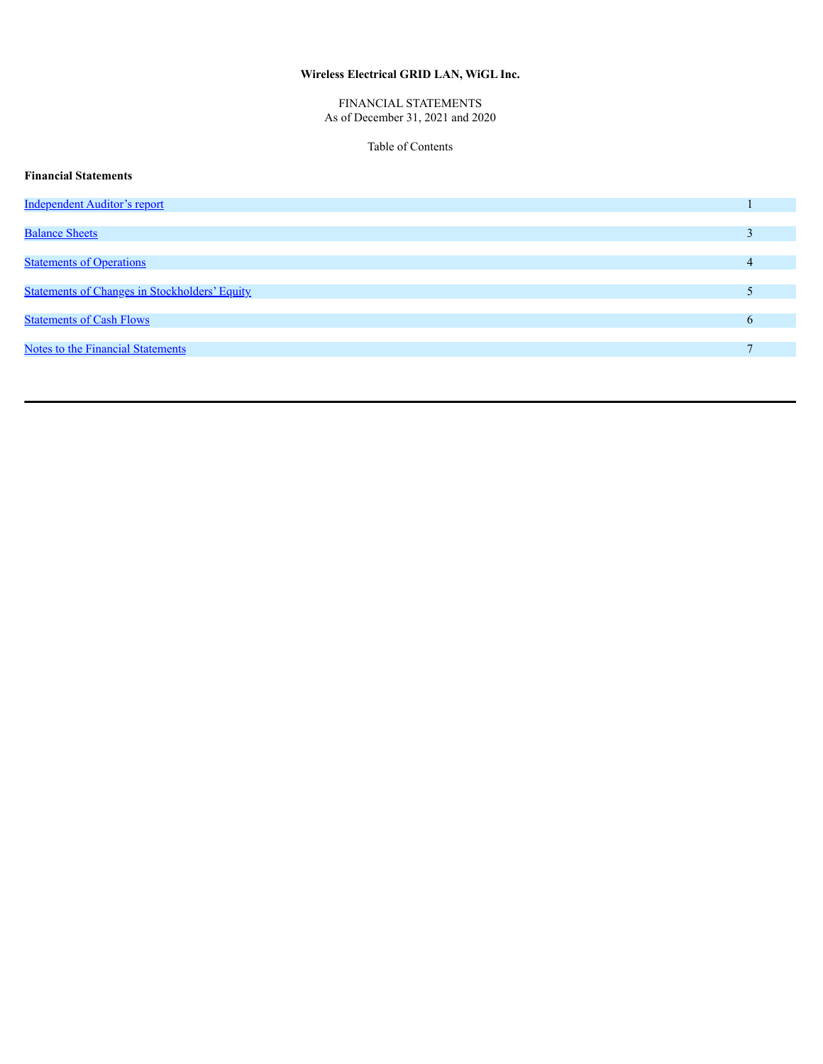**Wireless Electrical GRID LAN, WiGL Inc.**

FINANCIAL STATEMENTS
As of December 31, 2021 and 2020

Table of Contents

**Financial Statements**

| | |
|---|---|
| Independent Auditor's report | 1 |
| Balance Sheets | 3 |
| Statements of Operations | 4 |
| Statements of Changes in Stockholders' Equity | 5 |
| Statements of Cash Flows | 6 |
| Notes to the Financial Statements | 7 |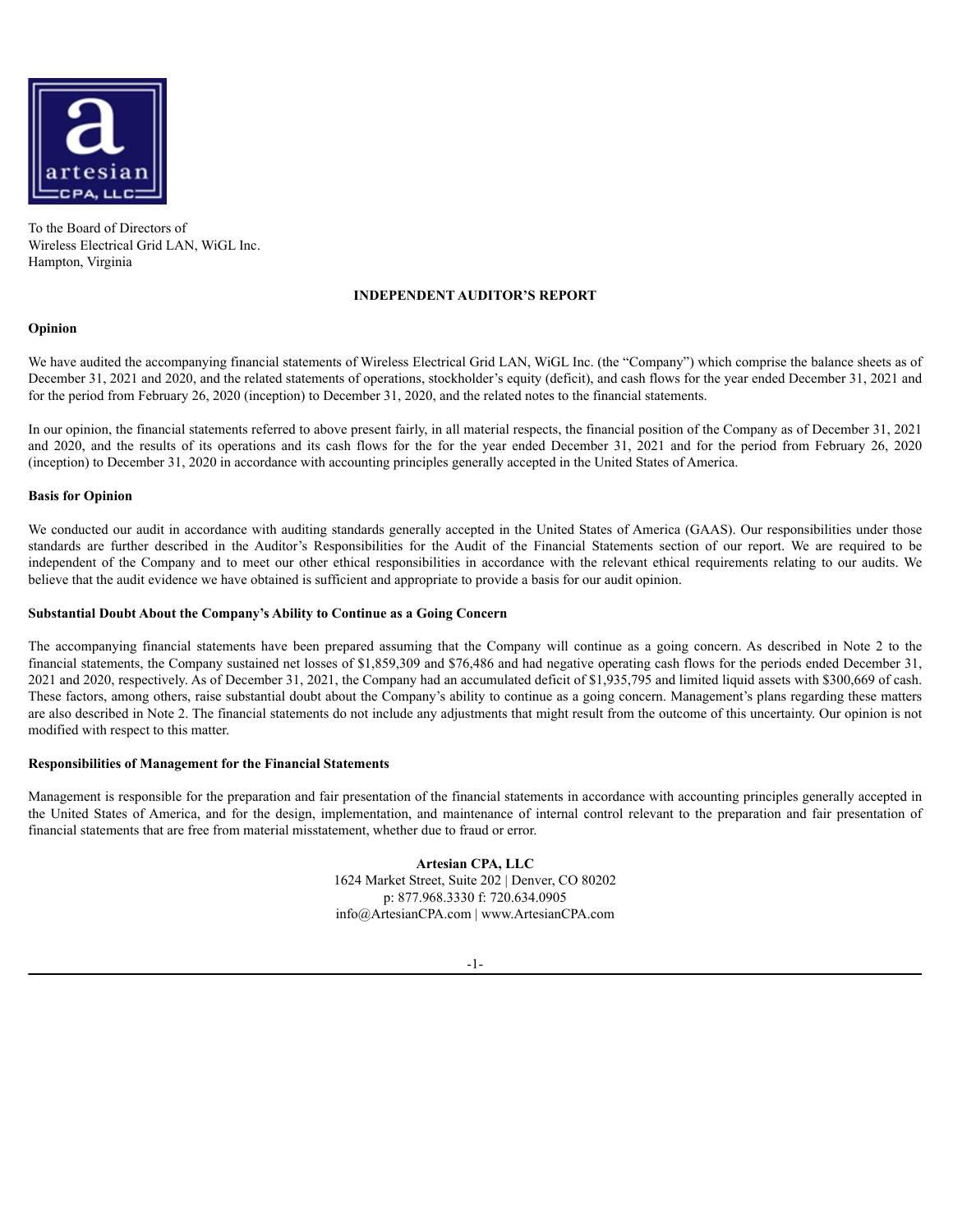To the Board of Directors of
Wireless Electrical Grid LAN, WiGL Inc.
Hampton, Virginia

## INDEPENDENT AUDITOR'S REPORT

### Opinion

We have audited the accompanying financial statements of Wireless Electrical Grid LAN, WiGL Inc. (the "Company") which comprise the balance sheets as of December 31, 2021 and 2020, and the related statements of operations, stockholder's equity (deficit), and cash flows for the year ended December 31, 2021 and for the period from February 26, 2020 (inception) to December 31, 2020, and the related notes to the financial statements.

In our opinion, the financial statements referred to above present fairly, in all material respects, the financial position of the Company as of December 31, 2021 and 2020, and the results of its operations and its cash flows for the for the year ended December 31, 2021 and for the period from February 26, 2020 (inception) to December 31, 2020 in accordance with accounting principles generally accepted in the United States of America.

### Basis for Opinion

We conducted our audit in accordance with auditing standards generally accepted in the United States of America (GAAS). Our responsibilities under those standards are further described in the Auditor's Responsibilities for the Audit of the Financial Statements section of our report. We are required to be independent of the Company and to meet our other ethical responsibilities in accordance with the relevant ethical requirements relating to our audits. We believe that the audit evidence we have obtained is sufficient and appropriate to provide a basis for our audit opinion.

### Substantial Doubt About the Company's Ability to Continue as a Going Concern

The accompanying financial statements have been prepared assuming that the Company will continue as a going concern. As described in Note 2 to the financial statements, the Company sustained net losses of $1,859,309 and $76,486 and had negative operating cash flows for the periods ended December 31, 2021 and 2020, respectively. As of December 31, 2021, the Company had an accumulated deficit of $1,935,795 and limited liquid assets with $300,669 of cash. These factors, among others, raise substantial doubt about the Company's ability to continue as a going concern. Management's plans regarding these matters are also described in Note 2. The financial statements do not include any adjustments that might result from the outcome of this uncertainty. Our opinion is not modified with respect to this matter.

### Responsibilities of Management for the Financial Statements

Management is responsible for the preparation and fair presentation of the financial statements in accordance with accounting principles generally accepted in the United States of America, and for the design, implementation, and maintenance of internal control relevant to the preparation and fair presentation of financial statements that are free from material misstatement, whether due to fraud or error.

**Artesian CPA, LLC**
1624 Market Street, Suite 202 | Denver, CO 80202
p: 877.968.3330 f: 720.634.0905
info@ArtesianCPA.com | www.ArtesianCPA.com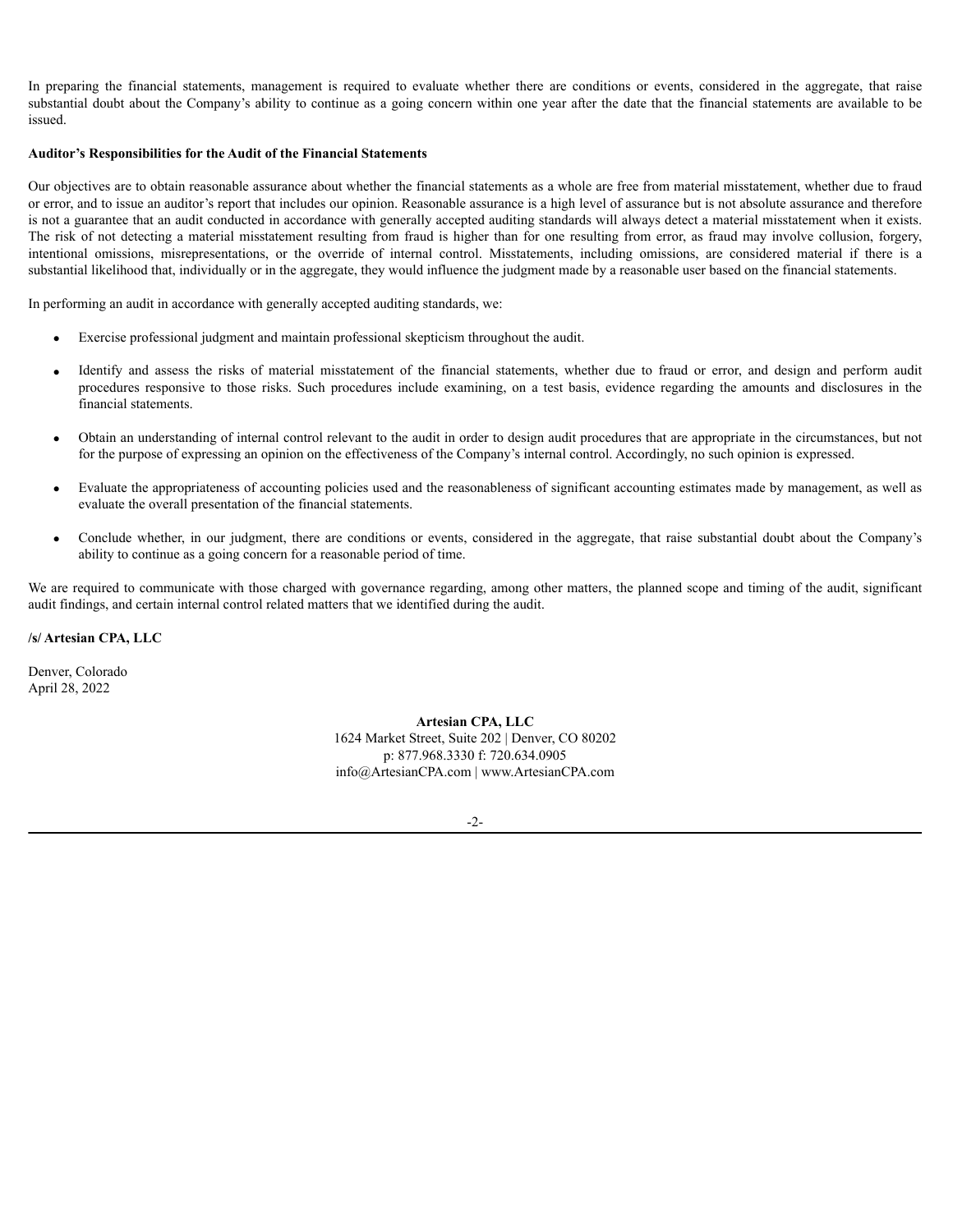In preparing the financial statements, management is required to evaluate whether there are conditions or events, considered in the aggregate, that raise substantial doubt about the Company's ability to continue as a going concern within one year after the date that the financial statements are available to be issued.

**Auditor's Responsibilities for the Audit of the Financial Statements**

Our objectives are to obtain reasonable assurance about whether the financial statements as a whole are free from material misstatement, whether due to fraud or error, and to issue an auditor's report that includes our opinion. Reasonable assurance is a high level of assurance but is not absolute assurance and therefore is not a guarantee that an audit conducted in accordance with generally accepted auditing standards will always detect a material misstatement when it exists. The risk of not detecting a material misstatement resulting from fraud is higher than for one resulting from error, as fraud may involve collusion, forgery, intentional omissions, misrepresentations, or the override of internal control. Misstatements, including omissions, are considered material if there is a substantial likelihood that, individually or in the aggregate, they would influence the judgment made by a reasonable user based on the financial statements.

In performing an audit in accordance with generally accepted auditing standards, we:

- Exercise professional judgment and maintain professional skepticism throughout the audit.
- Identify and assess the risks of material misstatement of the financial statements, whether due to fraud or error, and design and perform audit procedures responsive to those risks. Such procedures include examining, on a test basis, evidence regarding the amounts and disclosures in the financial statements.
- Obtain an understanding of internal control relevant to the audit in order to design audit procedures that are appropriate in the circumstances, but not for the purpose of expressing an opinion on the effectiveness of the Company's internal control. Accordingly, no such opinion is expressed.
- Evaluate the appropriateness of accounting policies used and the reasonableness of significant accounting estimates made by management, as well as evaluate the overall presentation of the financial statements.
- Conclude whether, in our judgment, there are conditions or events, considered in the aggregate, that raise substantial doubt about the Company's ability to continue as a going concern for a reasonable period of time.

We are required to communicate with those charged with governance regarding, among other matters, the planned scope and timing of the audit, significant audit findings, and certain internal control related matters that we identified during the audit.

**/s/ Artesian CPA, LLC**

Denver, Colorado
April 28, 2022

**Artesian CPA, LLC**
1624 Market Street, Suite 202 | Denver, CO 80202
p: 877.968.3330 f: 720.634.0905
info@ArtesianCPA.com | www.ArtesianCPA.com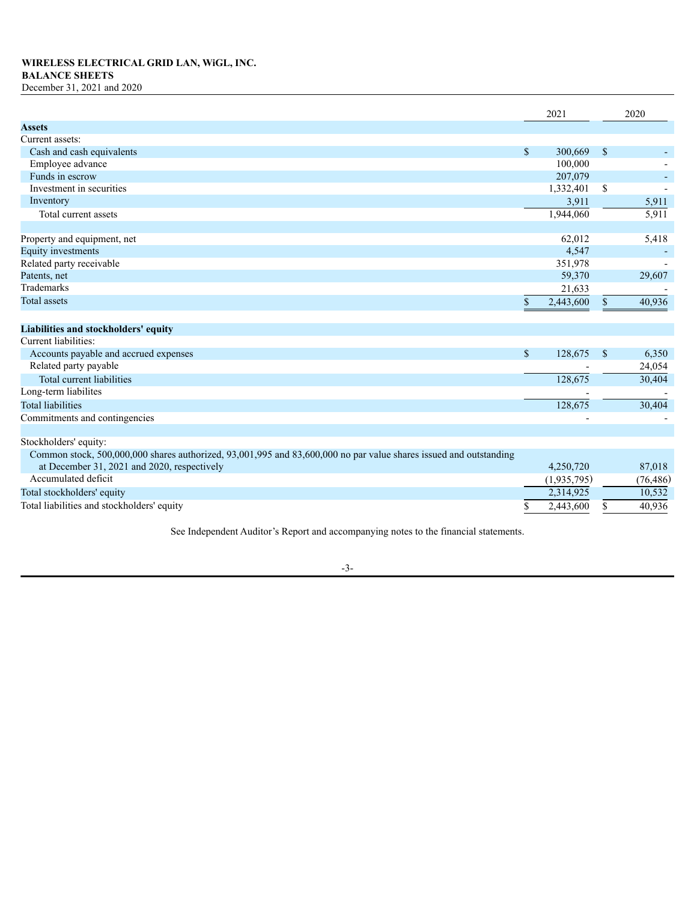**WIRELESS ELECTRICAL GRID LAN, WiGL, INC.**
**BALANCE SHEETS**
December 31, 2021 and 2020

| | 2021 | 2020 |
|---|---|---|
| **Assets** | | |
| Current assets: | | |
| Cash and cash equivalents | $ 300,669 | $ - |
| Employee advance | 100,000 | - |
| Funds in escrow | 207,079 | - |
| Investment in securities | 1,332,401 | $ - |
| Inventory | 3,911 | 5,911 |
| Total current assets | 1,944,060 | 5,911 |
| | | |
| Property and equipment, net | 62,012 | 5,418 |
| Equity investments | 4,547 | - |
| Related party receivable | 351,978 | - |
| Patents, net | 59,370 | 29,607 |
| Trademarks | 21,633 | - |
| Total assets | $ 2,443,600 | $ 40,936 |
| | | |
| **Liabilities and stockholders' equity** | | |
| Current liabilities: | | |
| Accounts payable and accrued expenses | $ 128,675 | $ 6,350 |
| Related party payable | - | 24,054 |
| Total current liabilities | 128,675 | 30,404 |
| Long-term liabilites | - | - |
| Total liabilities | 128,675 | 30,404 |
| Commitments and contingencies | - | - |
| | | |
| Stockholders' equity: | | |
| Common stock, 500,000,000 shares authorized, 93,001,995 and 83,600,000 no par value shares issued and outstanding at December 31, 2021 and 2020, respectively | 4,250,720 | 87,018 |
| Accumulated deficit | (1,935,795) | (76,486) |
| Total stockholders' equity | 2,314,925 | 10,532 |
| Total liabilities and stockholders' equity | $ 2,443,600 | $ 40,936 |

See Independent Auditor's Report and accompanying notes to the financial statements.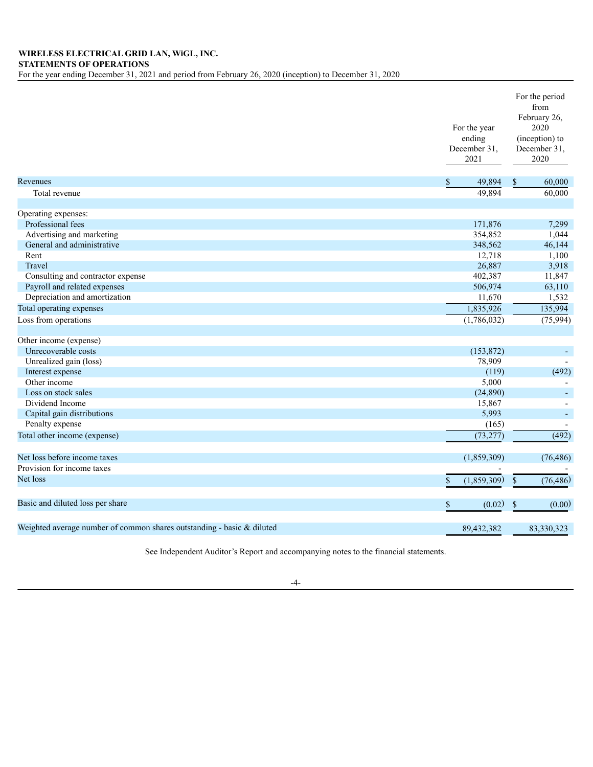**WIRELESS ELECTRICAL GRID LAN, WiGL, INC.**
**STATEMENTS OF OPERATIONS**
For the year ending December 31, 2021 and period from February 26, 2020 (inception) to December 31, 2020

| | For the year ending December 31, 2021 | For the period from February 26, 2020 (inception) to December 31, 2020 |
|---|---|---|
| Revenues | $ 49,894 | $ 60,000 |
| Total revenue | 49,894 | 60,000 |
| | | |
| Operating expenses: | | |
| Professional fees | 171,876 | 7,299 |
| Advertising and marketing | 354,852 | 1,044 |
| General and administrative | 348,562 | 46,144 |
| Rent | 12,718 | 1,100 |
| Travel | 26,887 | 3,918 |
| Consulting and contractor expense | 402,387 | 11,847 |
| Payroll and related expenses | 506,974 | 63,110 |
| Depreciation and amortization | 11,670 | 1,532 |
| Total operating expenses | 1,835,926 | 135,994 |
| Loss from operations | (1,786,032) | (75,994) |
| | | |
| Other income (expense) | | |
| Unrecoverable costs | (153,872) | - |
| Unrealized gain (loss) | 78,909 | - |
| Interest expense | (119) | (492) |
| Other income | 5,000 | - |
| Loss on stock sales | (24,890) | - |
| Dividend Income | 15,867 | - |
| Capital gain distributions | 5,993 | - |
| Penalty expense | (165) | - |
| Total other income (expense) | (73,277) | (492) |
| | | |
| Net loss before income taxes | (1,859,309) | (76,486) |
| Provision for income taxes | - | - |
| Net loss | $ (1,859,309) | $ (76,486) |
| | | |
| Basic and diluted loss per share | $ (0.02) | $ (0.00) |
| | | |
| Weighted average number of common shares outstanding - basic & diluted | 89,432,382 | 83,330,323 |

See Independent Auditor's Report and accompanying notes to the financial statements.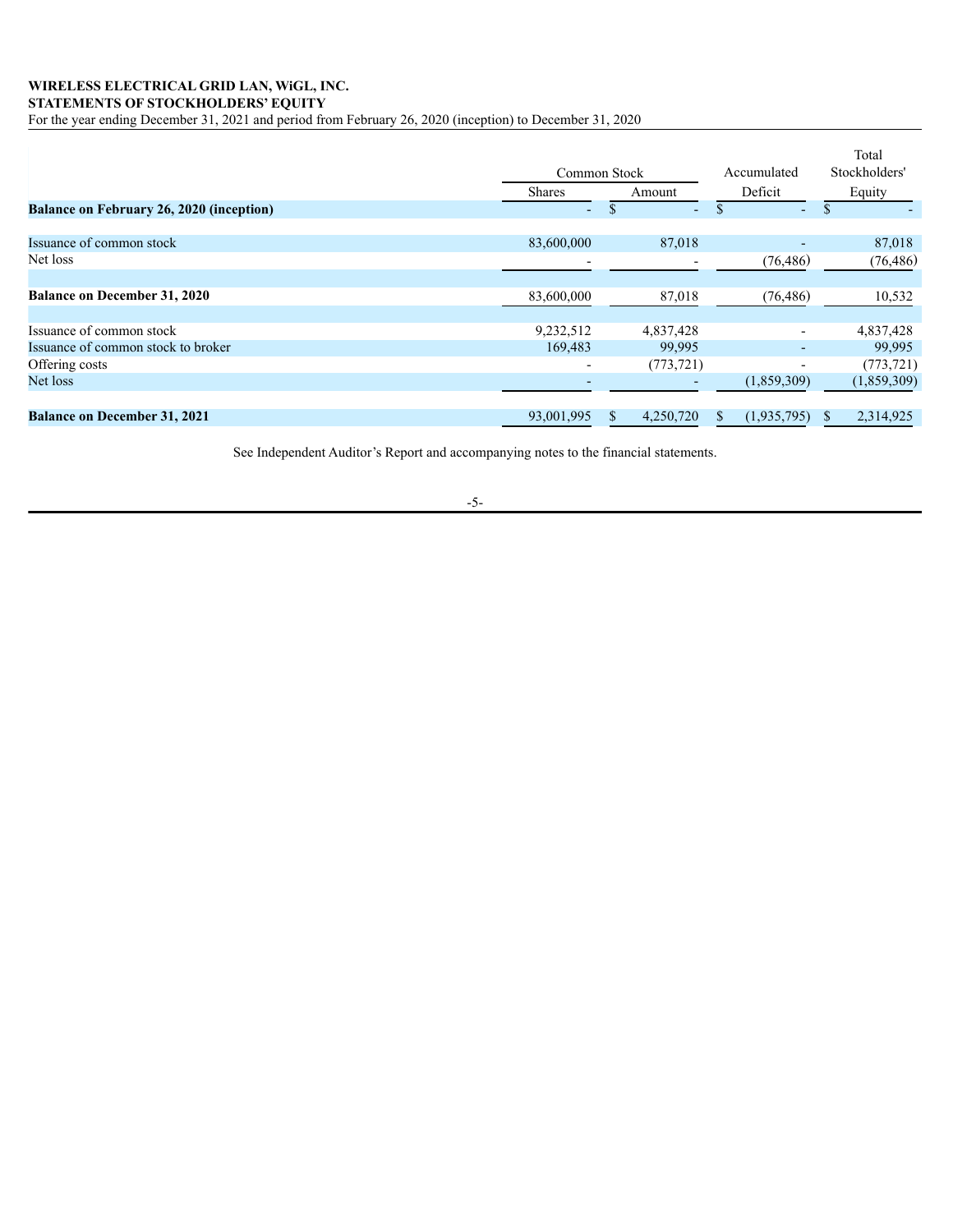**WIRELESS ELECTRICAL GRID LAN, WiGL, INC.**
**STATEMENTS OF STOCKHOLDERS' EQUITY**
For the year ending December 31, 2021 and period from February 26, 2020 (inception) to December 31, 2020

| | Common Stock | | Accumulated | Total Stockholders' |
|---|---|---|---|---|
| | Shares | Amount | Deficit | Equity |
| **Balance on February 26, 2020 (inception)** | - | $ - | $ - | $ - |
| Issuance of common stock | 83,600,000 | 87,018 | - | 87,018 |
| Net loss | - | - | (76,486) | (76,486) |
| **Balance on December 31, 2020** | 83,600,000 | 87,018 | (76,486) | 10,532 |
| Issuance of common stock | 9,232,512 | 4,837,428 | - | 4,837,428 |
| Issuance of common stock to broker | 169,483 | 99,995 | - | 99,995 |
| Offering costs | - | (773,721) | - | (773,721) |
| Net loss | - | - | (1,859,309) | (1,859,309) |
| **Balance on December 31, 2021** | 93,001,995 | $ 4,250,720 | $ (1,935,795) | $ 2,314,925 |

See Independent Auditor's Report and accompanying notes to the financial statements.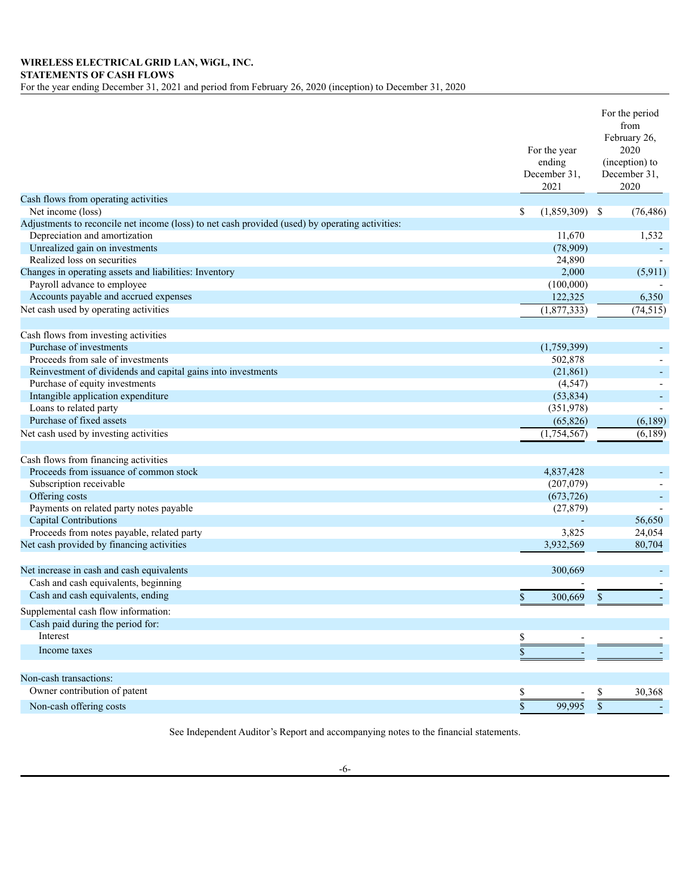**WIRELESS ELECTRICAL GRID LAN, WiGL, INC.**
**STATEMENTS OF CASH FLOWS**
For the year ending December 31, 2021 and period from February 26, 2020 (inception) to December 31, 2020

| | For the year ending December 31, 2021 | For the period from February 26, 2020 (inception) to December 31, 2020 |
|---|---|---|
| Cash flows from operating activities | | |
| Net income (loss) | $ (1,859,309) | $ (76,486) |
| Adjustments to reconcile net income (loss) to net cash provided (used) by operating activities: | | |
| Depreciation and amortization | 11,670 | 1,532 |
| Unrealized gain on investments | (78,909) | - |
| Realized loss on securities | 24,890 | - |
| Changes in operating assets and liabilities: Inventory | 2,000 | (5,911) |
| Payroll advance to employee | (100,000) | - |
| Accounts payable and accrued expenses | 122,325 | 6,350 |
| Net cash used by operating activities | (1,877,333) | (74,515) |
| | | |
| Cash flows from investing activities | | |
| Purchase of investments | (1,759,399) | - |
| Proceeds from sale of investments | 502,878 | - |
| Reinvestment of dividends and capital gains into investments | (21,861) | - |
| Purchase of equity investments | (4,547) | - |
| Intangible application expenditure | (53,834) | - |
| Loans to related party | (351,978) | - |
| Purchase of fixed assets | (65,826) | (6,189) |
| Net cash used by investing activities | (1,754,567) | (6,189) |
| | | |
| Cash flows from financing activities | | |
| Proceeds from issuance of common stock | 4,837,428 | - |
| Subscription receivable | (207,079) | - |
| Offering costs | (673,726) | - |
| Payments on related party notes payable | (27,879) | - |
| Capital Contributions | - | 56,650 |
| Proceeds from notes payable, related party | 3,825 | 24,054 |
| Net cash provided by financing activities | 3,932,569 | 80,704 |
| | | |
| Net increase in cash and cash equivalents | 300,669 | - |
| Cash and cash equivalents, beginning | - | - |
| Cash and cash equivalents, ending | $ 300,669 | $ - |
| Supplemental cash flow information: | | |
| Cash paid during the period for: | | |
| Interest | $ - | - |
| Income taxes | $ - | - |
| | | |
| Non-cash transactions: | | |
| Owner contribution of patent | $ - | $ 30,368 |
| Non-cash offering costs | $ 99,995 | $ - |

See Independent Auditor's Report and accompanying notes to the financial statements.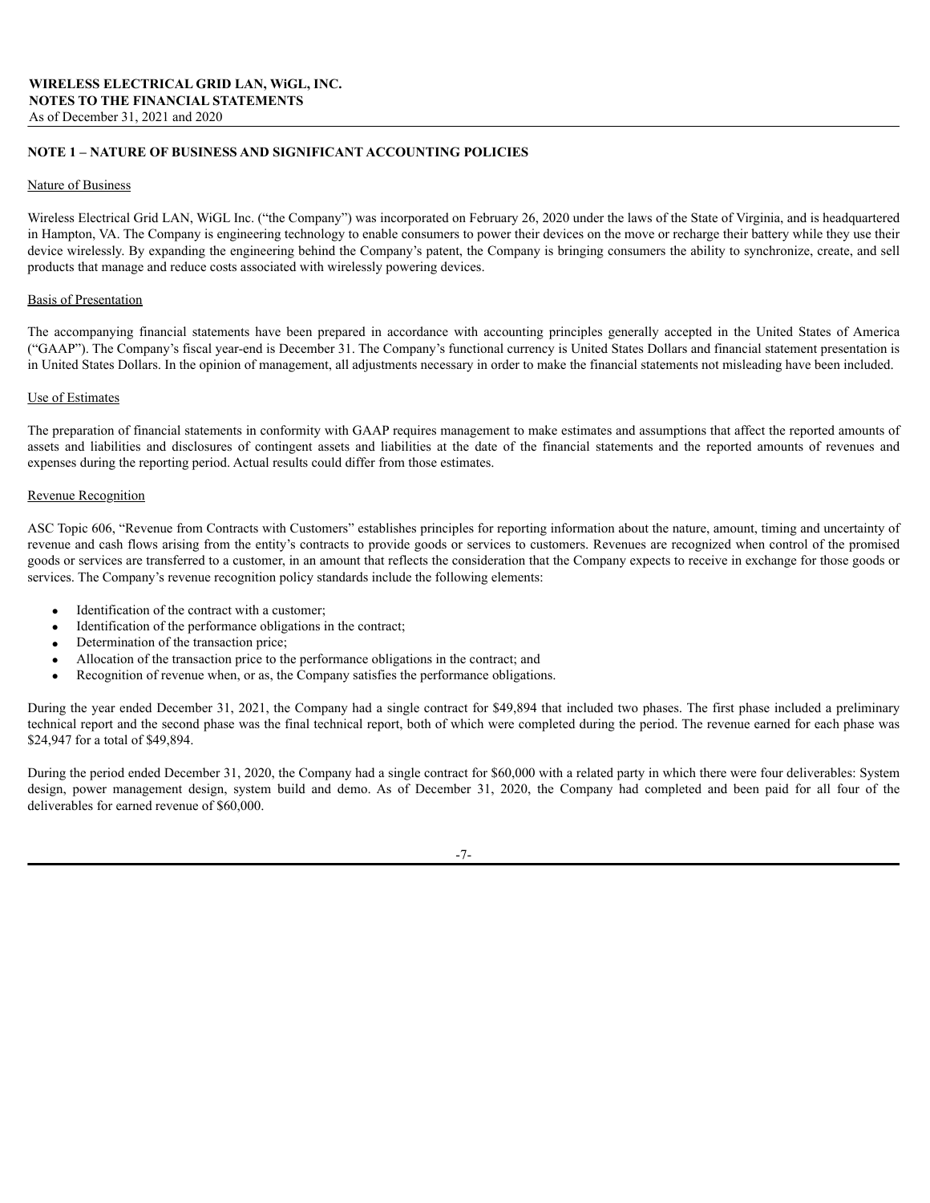**WIRELESS ELECTRICAL GRID LAN, WiGL, INC.**
**NOTES TO THE FINANCIAL STATEMENTS**
As of December 31, 2021 and 2020

## NOTE 1 – NATURE OF BUSINESS AND SIGNIFICANT ACCOUNTING POLICIES

Nature of Business

Wireless Electrical Grid LAN, WiGL Inc. ("the Company") was incorporated on February 26, 2020 under the laws of the State of Virginia, and is headquartered in Hampton, VA. The Company is engineering technology to enable consumers to power their devices on the move or recharge their battery while they use their device wirelessly. By expanding the engineering behind the Company's patent, the Company is bringing consumers the ability to synchronize, create, and sell products that manage and reduce costs associated with wirelessly powering devices.

Basis of Presentation

The accompanying financial statements have been prepared in accordance with accounting principles generally accepted in the United States of America ("GAAP"). The Company's fiscal year-end is December 31. The Company's functional currency is United States Dollars and financial statement presentation is in United States Dollars. In the opinion of management, all adjustments necessary in order to make the financial statements not misleading have been included.

Use of Estimates

The preparation of financial statements in conformity with GAAP requires management to make estimates and assumptions that affect the reported amounts of assets and liabilities and disclosures of contingent assets and liabilities at the date of the financial statements and the reported amounts of revenues and expenses during the reporting period. Actual results could differ from those estimates.

Revenue Recognition

ASC Topic 606, "Revenue from Contracts with Customers" establishes principles for reporting information about the nature, amount, timing and uncertainty of revenue and cash flows arising from the entity's contracts to provide goods or services to customers. Revenues are recognized when control of the promised goods or services are transferred to a customer, in an amount that reflects the consideration that the Company expects to receive in exchange for those goods or services. The Company's revenue recognition policy standards include the following elements:

- Identification of the contract with a customer;
- Identification of the performance obligations in the contract;
- Determination of the transaction price;
- Allocation of the transaction price to the performance obligations in the contract; and
- Recognition of revenue when, or as, the Company satisfies the performance obligations.

During the year ended December 31, 2021, the Company had a single contract for $49,894 that included two phases. The first phase included a preliminary technical report and the second phase was the final technical report, both of which were completed during the period. The revenue earned for each phase was $24,947 for a total of $49,894.

During the period ended December 31, 2020, the Company had a single contract for $60,000 with a related party in which there were four deliverables: System design, power management design, system build and demo. As of December 31, 2020, the Company had completed and been paid for all four of the deliverables for earned revenue of $60,000.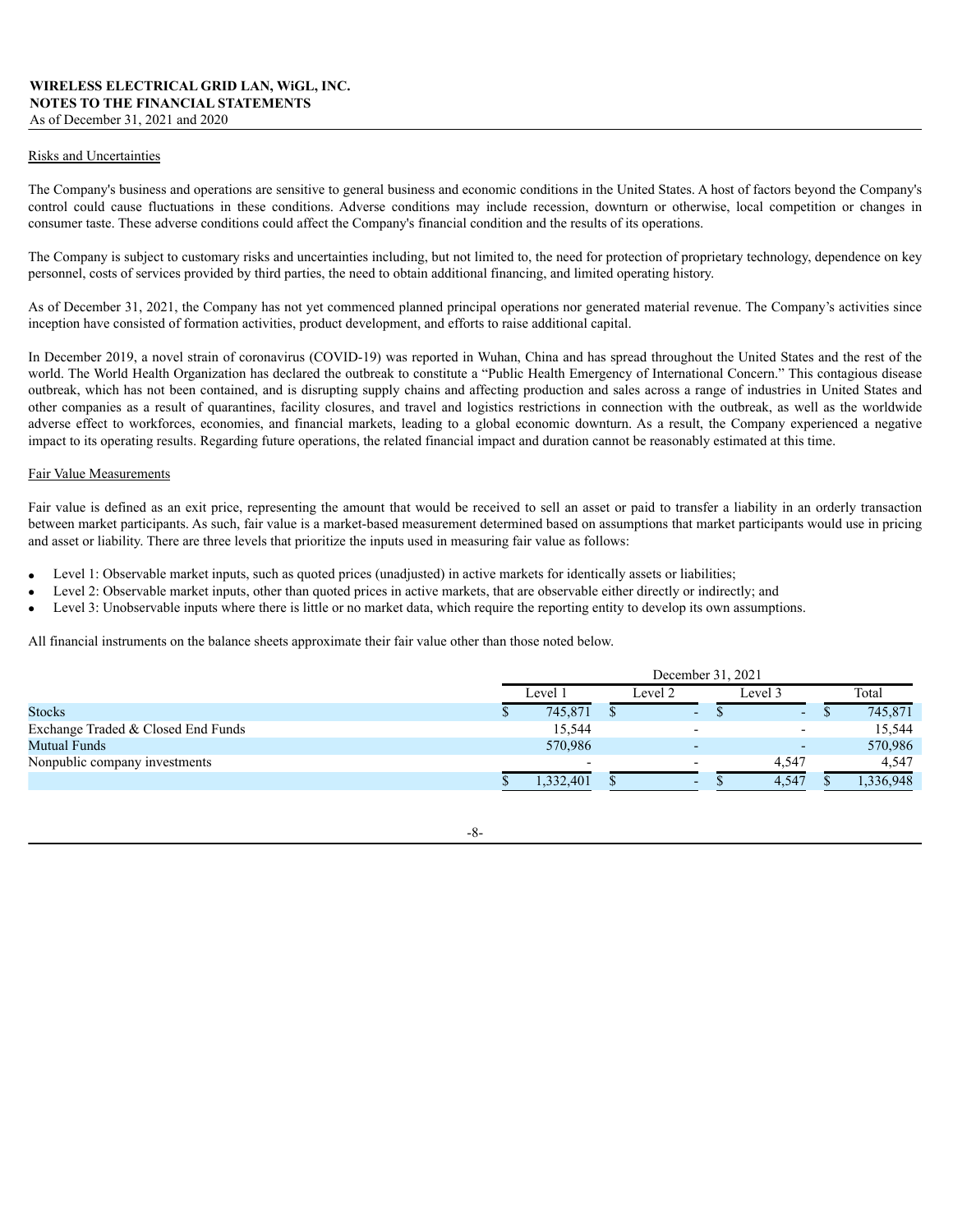## Risks and Uncertainties

The Company's business and operations are sensitive to general business and economic conditions in the United States. A host of factors beyond the Company's control could cause fluctuations in these conditions. Adverse conditions may include recession, downturn or otherwise, local competition or changes in consumer taste. These adverse conditions could affect the Company's financial condition and the results of its operations.

The Company is subject to customary risks and uncertainties including, but not limited to, the need for protection of proprietary technology, dependence on key personnel, costs of services provided by third parties, the need to obtain additional financing, and limited operating history.

As of December 31, 2021, the Company has not yet commenced planned principal operations nor generated material revenue. The Company's activities since inception have consisted of formation activities, product development, and efforts to raise additional capital.

In December 2019, a novel strain of coronavirus (COVID-19) was reported in Wuhan, China and has spread throughout the United States and the rest of the world. The World Health Organization has declared the outbreak to constitute a "Public Health Emergency of International Concern." This contagious disease outbreak, which has not been contained, and is disrupting supply chains and affecting production and sales across a range of industries in United States and other companies as a result of quarantines, facility closures, and travel and logistics restrictions in connection with the outbreak, as well as the worldwide adverse effect to workforces, economies, and financial markets, leading to a global economic downturn. As a result, the Company experienced a negative impact to its operating results. Regarding future operations, the related financial impact and duration cannot be reasonably estimated at this time.

## Fair Value Measurements

Fair value is defined as an exit price, representing the amount that would be received to sell an asset or paid to transfer a liability in an orderly transaction between market participants. As such, fair value is a market-based measurement determined based on assumptions that market participants would use in pricing and asset or liability. There are three levels that prioritize the inputs used in measuring fair value as follows:

- Level 1: Observable market inputs, such as quoted prices (unadjusted) in active markets for identically assets or liabilities;
- Level 2: Observable market inputs, other than quoted prices in active markets, that are observable either directly or indirectly; and
- Level 3: Unobservable inputs where there is little or no market data, which require the reporting entity to develop its own assumptions.

All financial instruments on the balance sheets approximate their fair value other than those noted below.

| | December 31, 2021 | | | |
|---|---|---|---|---|
| | Level 1 | Level 2 | Level 3 | Total |
| Stocks | $ 745,871 | $ - | $ - | $ 745,871 |
| Exchange Traded & Closed End Funds | 15,544 | - | - | 15,544 |
| Mutual Funds | 570,986 | - | - | 570,986 |
| Nonpublic company investments | - | - | 4,547 | 4,547 |
| | $ 1,332,401 | $ - | $ 4,547 | $ 1,336,948 |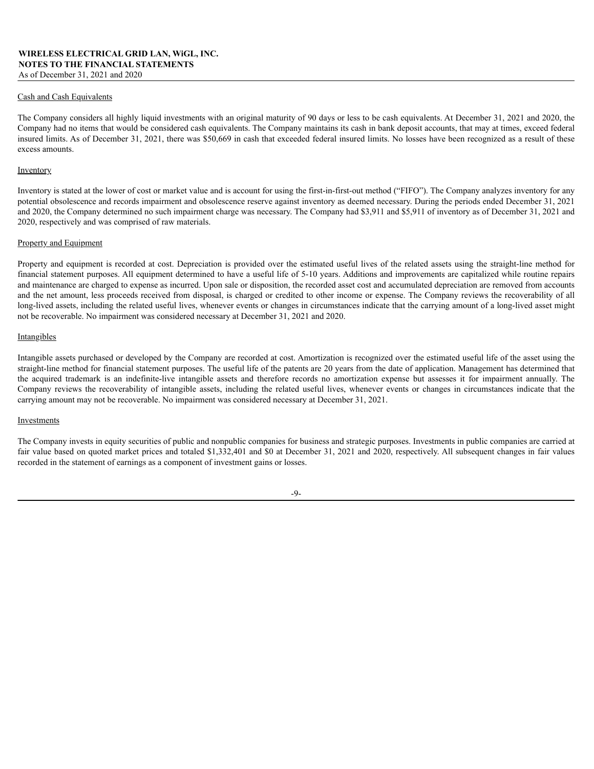Cash and Cash Equivalents

The Company considers all highly liquid investments with an original maturity of 90 days or less to be cash equivalents. At December 31, 2021 and 2020, the Company had no items that would be considered cash equivalents. The Company maintains its cash in bank deposit accounts, that may at times, exceed federal insured limits. As of December 31, 2021, there was $50,669 in cash that exceeded federal insured limits. No losses have been recognized as a result of these excess amounts.

Inventory

Inventory is stated at the lower of cost or market value and is account for using the first-in-first-out method ("FIFO"). The Company analyzes inventory for any potential obsolescence and records impairment and obsolescence reserve against inventory as deemed necessary. During the periods ended December 31, 2021 and 2020, the Company determined no such impairment charge was necessary. The Company had $3,911 and $5,911 of inventory as of December 31, 2021 and 2020, respectively and was comprised of raw materials.

Property and Equipment

Property and equipment is recorded at cost. Depreciation is provided over the estimated useful lives of the related assets using the straight-line method for financial statement purposes. All equipment determined to have a useful life of 5-10 years. Additions and improvements are capitalized while routine repairs and maintenance are charged to expense as incurred. Upon sale or disposition, the recorded asset cost and accumulated depreciation are removed from accounts and the net amount, less proceeds received from disposal, is charged or credited to other income or expense. The Company reviews the recoverability of all long-lived assets, including the related useful lives, whenever events or changes in circumstances indicate that the carrying amount of a long-lived asset might not be recoverable. No impairment was considered necessary at December 31, 2021 and 2020.

Intangibles

Intangible assets purchased or developed by the Company are recorded at cost. Amortization is recognized over the estimated useful life of the asset using the straight-line method for financial statement purposes. The useful life of the patents are 20 years from the date of application. Management has determined that the acquired trademark is an indefinite-live intangible assets and therefore records no amortization expense but assesses it for impairment annually. The Company reviews the recoverability of intangible assets, including the related useful lives, whenever events or changes in circumstances indicate that the carrying amount may not be recoverable. No impairment was considered necessary at December 31, 2021.

Investments

The Company invests in equity securities of public and nonpublic companies for business and strategic purposes. Investments in public companies are carried at fair value based on quoted market prices and totaled $1,332,401 and $0 at December 31, 2021 and 2020, respectively. All subsequent changes in fair values recorded in the statement of earnings as a component of investment gains or losses.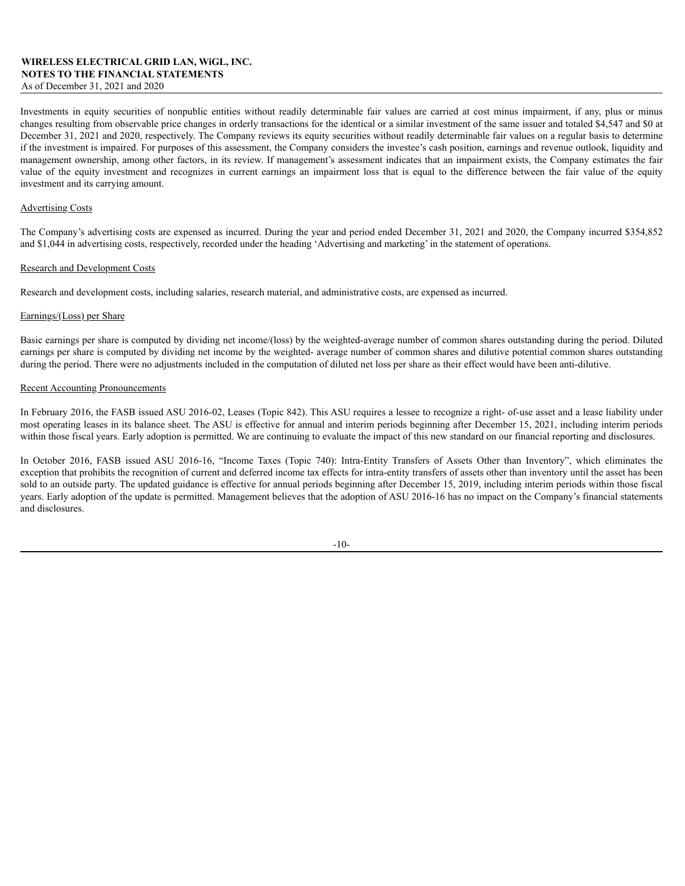Investments in equity securities of nonpublic entities without readily determinable fair values are carried at cost minus impairment, if any, plus or minus changes resulting from observable price changes in orderly transactions for the identical or a similar investment of the same issuer and totaled $4,547 and $0 at December 31, 2021 and 2020, respectively. The Company reviews its equity securities without readily determinable fair values on a regular basis to determine if the investment is impaired. For purposes of this assessment, the Company considers the investee's cash position, earnings and revenue outlook, liquidity and management ownership, among other factors, in its review. If management's assessment indicates that an impairment exists, the Company estimates the fair value of the equity investment and recognizes in current earnings an impairment loss that is equal to the difference between the fair value of the equity investment and its carrying amount.

Advertising Costs

The Company's advertising costs are expensed as incurred. During the year and period ended December 31, 2021 and 2020, the Company incurred $354,852 and $1,044 in advertising costs, respectively, recorded under the heading 'Advertising and marketing' in the statement of operations.

Research and Development Costs

Research and development costs, including salaries, research material, and administrative costs, are expensed as incurred.

Earnings/(Loss) per Share

Basic earnings per share is computed by dividing net income/(loss) by the weighted-average number of common shares outstanding during the period. Diluted earnings per share is computed by dividing net income by the weighted- average number of common shares and dilutive potential common shares outstanding during the period. There were no adjustments included in the computation of diluted net loss per share as their effect would have been anti-dilutive.

Recent Accounting Pronouncements

In February 2016, the FASB issued ASU 2016-02, Leases (Topic 842). This ASU requires a lessee to recognize a right- of-use asset and a lease liability under most operating leases in its balance sheet. The ASU is effective for annual and interim periods beginning after December 15, 2021, including interim periods within those fiscal years. Early adoption is permitted. We are continuing to evaluate the impact of this new standard on our financial reporting and disclosures.

In October 2016, FASB issued ASU 2016-16, "Income Taxes (Topic 740): Intra-Entity Transfers of Assets Other than Inventory", which eliminates the exception that prohibits the recognition of current and deferred income tax effects for intra-entity transfers of assets other than inventory until the asset has been sold to an outside party. The updated guidance is effective for annual periods beginning after December 15, 2019, including interim periods within those fiscal years. Early adoption of the update is permitted. Management believes that the adoption of ASU 2016-16 has no impact on the Company's financial statements and disclosures.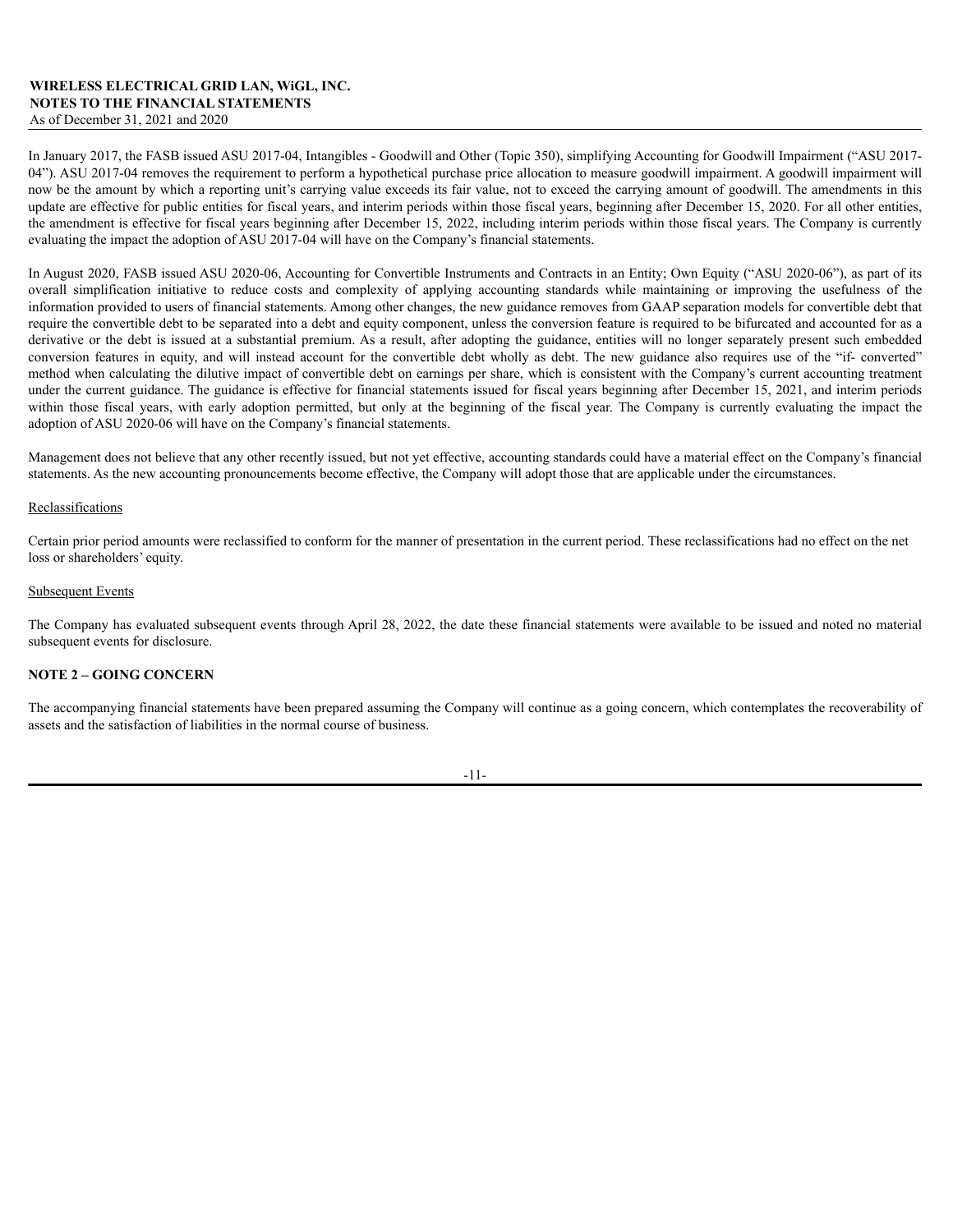In January 2017, the FASB issued ASU 2017-04, Intangibles - Goodwill and Other (Topic 350), simplifying Accounting for Goodwill Impairment ("ASU 2017-04"). ASU 2017-04 removes the requirement to perform a hypothetical purchase price allocation to measure goodwill impairment. A goodwill impairment will now be the amount by which a reporting unit's carrying value exceeds its fair value, not to exceed the carrying amount of goodwill. The amendments in this update are effective for public entities for fiscal years, and interim periods within those fiscal years, beginning after December 15, 2020. For all other entities, the amendment is effective for fiscal years beginning after December 15, 2022, including interim periods within those fiscal years. The Company is currently evaluating the impact the adoption of ASU 2017-04 will have on the Company's financial statements.

In August 2020, FASB issued ASU 2020-06, Accounting for Convertible Instruments and Contracts in an Entity; Own Equity ("ASU 2020-06"), as part of its overall simplification initiative to reduce costs and complexity of applying accounting standards while maintaining or improving the usefulness of the information provided to users of financial statements. Among other changes, the new guidance removes from GAAP separation models for convertible debt that require the convertible debt to be separated into a debt and equity component, unless the conversion feature is required to be bifurcated and accounted for as a derivative or the debt is issued at a substantial premium. As a result, after adopting the guidance, entities will no longer separately present such embedded conversion features in equity, and will instead account for the convertible debt wholly as debt. The new guidance also requires use of the "if- converted" method when calculating the dilutive impact of convertible debt on earnings per share, which is consistent with the Company's current accounting treatment under the current guidance. The guidance is effective for financial statements issued for fiscal years beginning after December 15, 2021, and interim periods within those fiscal years, with early adoption permitted, but only at the beginning of the fiscal year. The Company is currently evaluating the impact the adoption of ASU 2020-06 will have on the Company's financial statements.

Management does not believe that any other recently issued, but not yet effective, accounting standards could have a material effect on the Company's financial statements. As the new accounting pronouncements become effective, the Company will adopt those that are applicable under the circumstances.

Reclassifications

Certain prior period amounts were reclassified to conform for the manner of presentation in the current period. These reclassifications had no effect on the net loss or shareholders' equity.

Subsequent Events

The Company has evaluated subsequent events through April 28, 2022, the date these financial statements were available to be issued and noted no material subsequent events for disclosure.

## NOTE 2 – GOING CONCERN

The accompanying financial statements have been prepared assuming the Company will continue as a going concern, which contemplates the recoverability of assets and the satisfaction of liabilities in the normal course of business.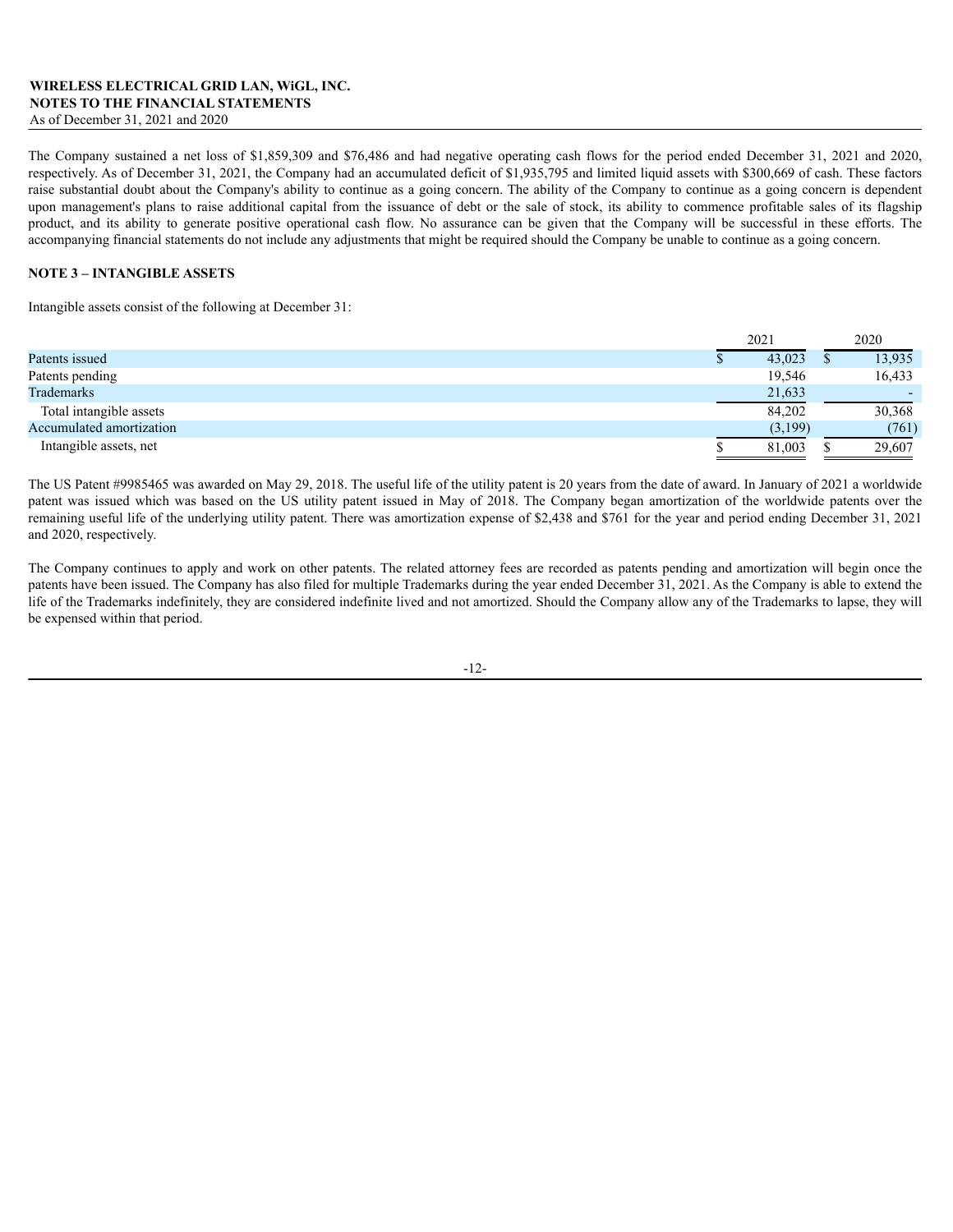The Company sustained a net loss of $1,859,309 and $76,486 and had negative operating cash flows for the period ended December 31, 2021 and 2020, respectively. As of December 31, 2021, the Company had an accumulated deficit of $1,935,795 and limited liquid assets with $300,669 of cash. These factors raise substantial doubt about the Company's ability to continue as a going concern. The ability of the Company to continue as a going concern is dependent upon management's plans to raise additional capital from the issuance of debt or the sale of stock, its ability to commence profitable sales of its flagship product, and its ability to generate positive operational cash flow. No assurance can be given that the Company will be successful in these efforts. The accompanying financial statements do not include any adjustments that might be required should the Company be unable to continue as a going concern.

## NOTE 3 – INTANGIBLE ASSETS

Intangible assets consist of the following at December 31:

| | 2021 | 2020 |
|---|---|---|
| Patents issued | $ 43,023 | $ 13,935 |
| Patents pending | 19,546 | 16,433 |
| Trademarks | 21,633 | - |
| Total intangible assets | 84,202 | 30,368 |
| Accumulated amortization | (3,199) | (761) |
| Intangible assets, net | $ 81,003 | $ 29,607 |

The US Patent #9985465 was awarded on May 29, 2018. The useful life of the utility patent is 20 years from the date of award. In January of 2021 a worldwide patent was issued which was based on the US utility patent issued in May of 2018. The Company began amortization of the worldwide patents over the remaining useful life of the underlying utility patent. There was amortization expense of $2,438 and $761 for the year and period ending December 31, 2021 and 2020, respectively.

The Company continues to apply and work on other patents. The related attorney fees are recorded as patents pending and amortization will begin once the patents have been issued. The Company has also filed for multiple Trademarks during the year ended December 31, 2021. As the Company is able to extend the life of the Trademarks indefinitely, they are considered indefinite lived and not amortized. Should the Company allow any of the Trademarks to lapse, they will be expensed within that period.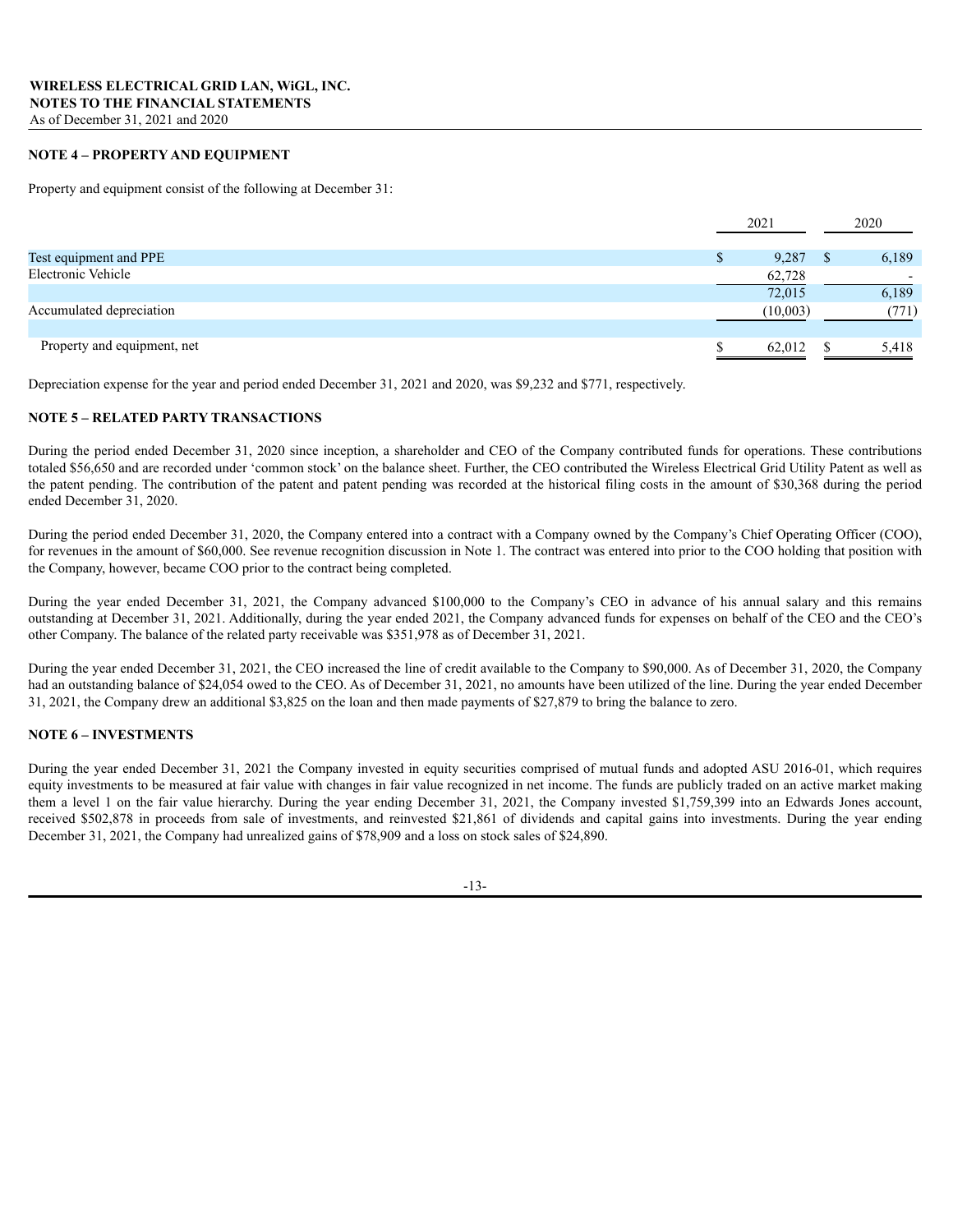**WIRELESS ELECTRICAL GRID LAN, WiGL, INC.**
**NOTES TO THE FINANCIAL STATEMENTS**
As of December 31, 2021 and 2020

## NOTE 4 – PROPERTY AND EQUIPMENT

Property and equipment consist of the following at December 31:

| | 2021 | 2020 |
|---|---|---|
| Test equipment and PPE | $ 9,287 | $ 6,189 |
| Electronic Vehicle | 62,728 | - |
| | 72,015 | 6,189 |
| Accumulated depreciation | (10,003) | (771) |
| | | |
| Property and equipment, net | $ 62,012 | $ 5,418 |

Depreciation expense for the year and period ended December 31, 2021 and 2020, was $9,232 and $771, respectively.

## NOTE 5 – RELATED PARTY TRANSACTIONS

During the period ended December 31, 2020 since inception, a shareholder and CEO of the Company contributed funds for operations. These contributions totaled $56,650 and are recorded under 'common stock' on the balance sheet. Further, the CEO contributed the Wireless Electrical Grid Utility Patent as well as the patent pending. The contribution of the patent and patent pending was recorded at the historical filing costs in the amount of $30,368 during the period ended December 31, 2020.

During the period ended December 31, 2020, the Company entered into a contract with a Company owned by the Company's Chief Operating Officer (COO), for revenues in the amount of $60,000. See revenue recognition discussion in Note 1. The contract was entered into prior to the COO holding that position with the Company, however, became COO prior to the contract being completed.

During the year ended December 31, 2021, the Company advanced $100,000 to the Company's CEO in advance of his annual salary and this remains outstanding at December 31, 2021. Additionally, during the year ended 2021, the Company advanced funds for expenses on behalf of the CEO and the CEO's other Company. The balance of the related party receivable was $351,978 as of December 31, 2021.

During the year ended December 31, 2021, the CEO increased the line of credit available to the Company to $90,000. As of December 31, 2020, the Company had an outstanding balance of $24,054 owed to the CEO. As of December 31, 2021, no amounts have been utilized of the line. During the year ended December 31, 2021, the Company drew an additional $3,825 on the loan and then made payments of $27,879 to bring the balance to zero.

## NOTE 6 – INVESTMENTS

During the year ended December 31, 2021 the Company invested in equity securities comprised of mutual funds and adopted ASU 2016-01, which requires equity investments to be measured at fair value with changes in fair value recognized in net income. The funds are publicly traded on an active market making them a level 1 on the fair value hierarchy. During the year ending December 31, 2021, the Company invested $1,759,399 into an Edwards Jones account, received $502,878 in proceeds from sale of investments, and reinvested $21,861 of dividends and capital gains into investments. During the year ending December 31, 2021, the Company had unrealized gains of $78,909 and a loss on stock sales of $24,890.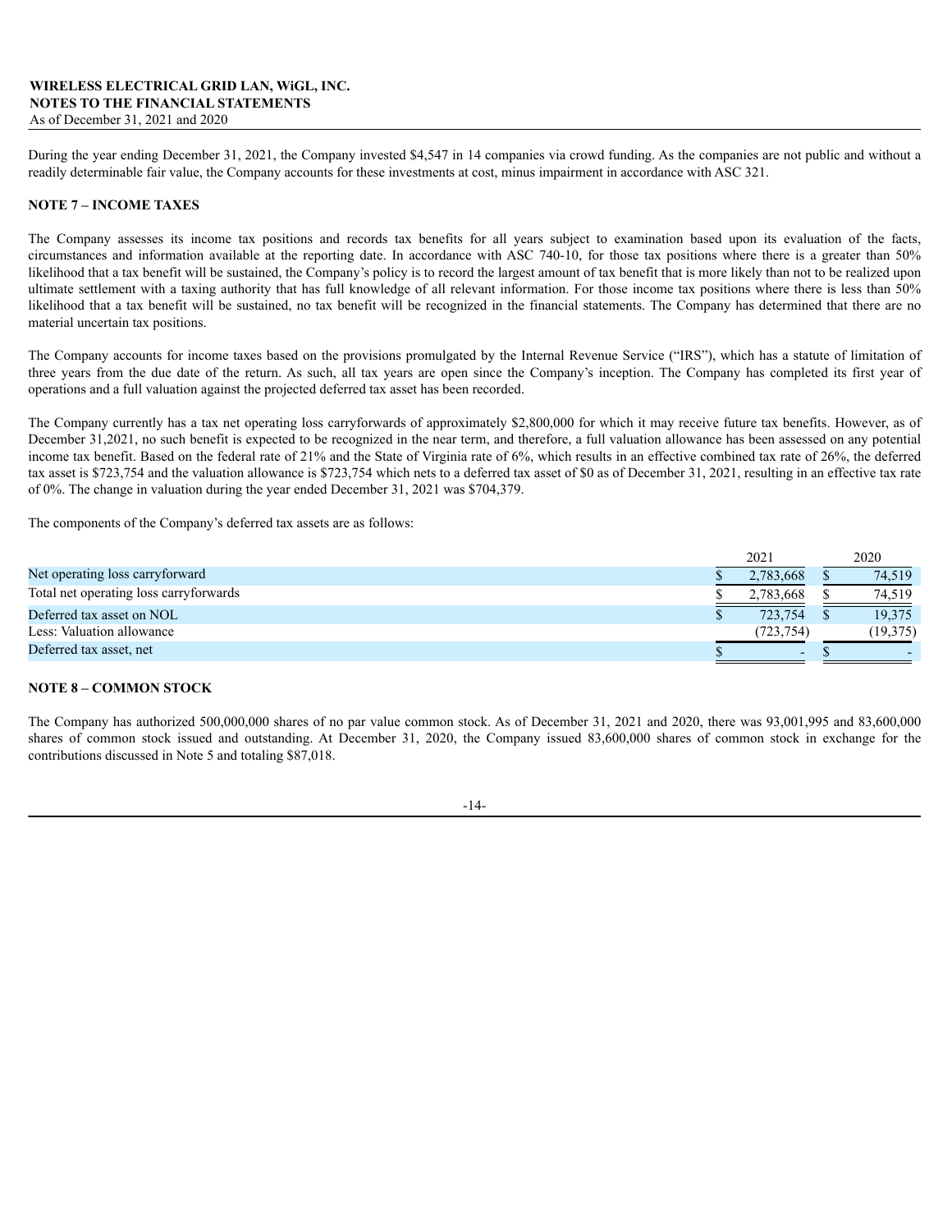During the year ending December 31, 2021, the Company invested $4,547 in 14 companies via crowd funding. As the companies are not public and without a readily determinable fair value, the Company accounts for these investments at cost, minus impairment in accordance with ASC 321.

## NOTE 7 – INCOME TAXES

The Company assesses its income tax positions and records tax benefits for all years subject to examination based upon its evaluation of the facts, circumstances and information available at the reporting date. In accordance with ASC 740-10, for those tax positions where there is a greater than 50% likelihood that a tax benefit will be sustained, the Company's policy is to record the largest amount of tax benefit that is more likely than not to be realized upon ultimate settlement with a taxing authority that has full knowledge of all relevant information. For those income tax positions where there is less than 50% likelihood that a tax benefit will be sustained, no tax benefit will be recognized in the financial statements. The Company has determined that there are no material uncertain tax positions.

The Company accounts for income taxes based on the provisions promulgated by the Internal Revenue Service ("IRS"), which has a statute of limitation of three years from the due date of the return. As such, all tax years are open since the Company's inception. The Company has completed its first year of operations and a full valuation against the projected deferred tax asset has been recorded.

The Company currently has a tax net operating loss carryforwards of approximately $2,800,000 for which it may receive future tax benefits. However, as of December 31,2021, no such benefit is expected to be recognized in the near term, and therefore, a full valuation allowance has been assessed on any potential income tax benefit. Based on the federal rate of 21% and the State of Virginia rate of 6%, which results in an effective combined tax rate of 26%, the deferred tax asset is $723,754 and the valuation allowance is $723,754 which nets to a deferred tax asset of $0 as of December 31, 2021, resulting in an effective tax rate of 0%. The change in valuation during the year ended December 31, 2021 was $704,379.

The components of the Company's deferred tax assets are as follows:

| | 2021 | 2020 |
|---|---|---|
| Net operating loss carryforward | $ 2,783,668 | $ 74,519 |
| Total net operating loss carryforwards | $ 2,783,668 | $ 74,519 |
| Deferred tax asset on NOL | $ 723,754 | $ 19,375 |
| Less: Valuation allowance | (723,754) | (19,375) |
| Deferred tax asset, net | $ - | $ - |

## NOTE 8 – COMMON STOCK

The Company has authorized 500,000,000 shares of no par value common stock. As of December 31, 2021 and 2020, there was 93,001,995 and 83,600,000 shares of common stock issued and outstanding. At December 31, 2020, the Company issued 83,600,000 shares of common stock in exchange for the contributions discussed in Note 5 and totaling $87,018.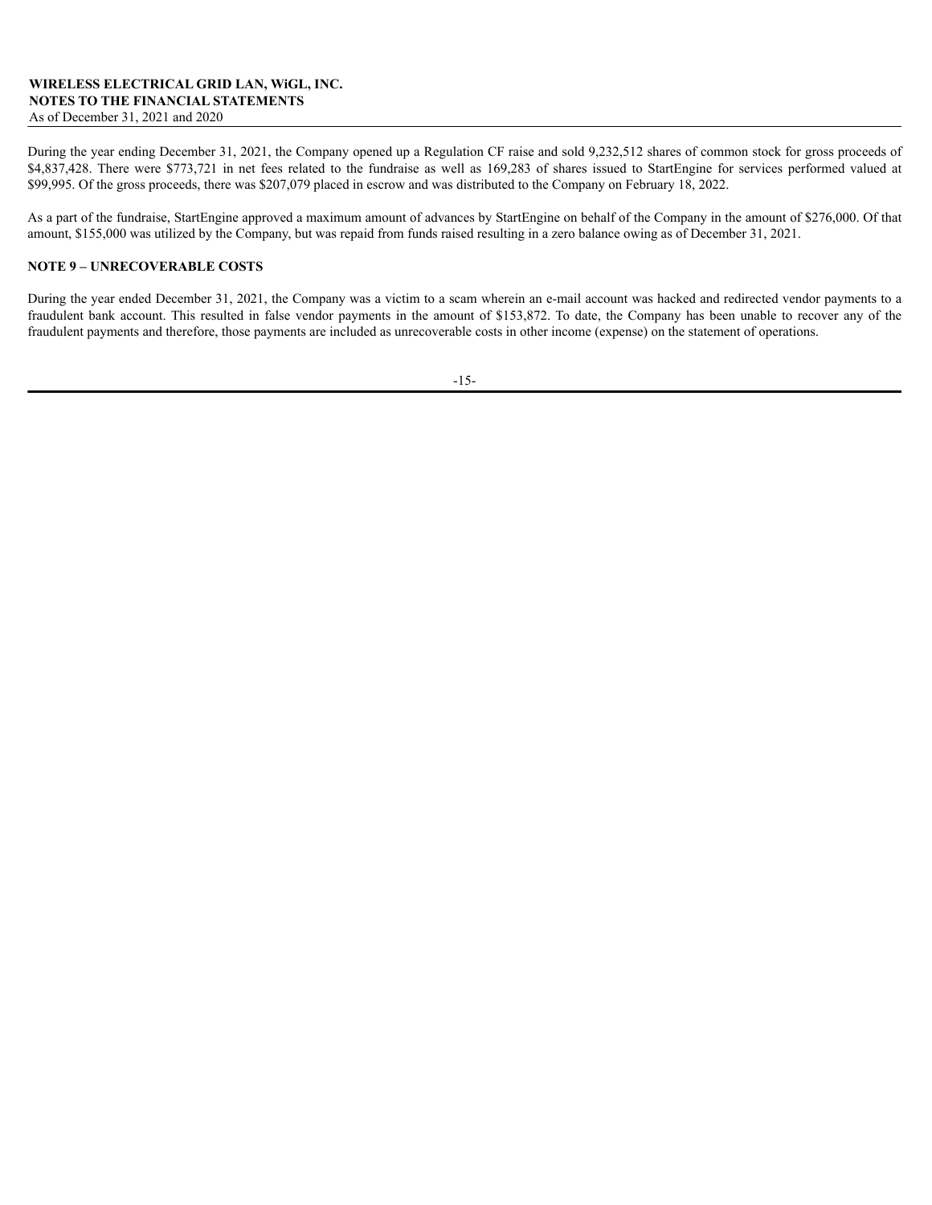During the year ending December 31, 2021, the Company opened up a Regulation CF raise and sold 9,232,512 shares of common stock for gross proceeds of $4,837,428. There were $773,721 in net fees related to the fundraise as well as 169,283 of shares issued to StartEngine for services performed valued at $99,995. Of the gross proceeds, there was $207,079 placed in escrow and was distributed to the Company on February 18, 2022.

As a part of the fundraise, StartEngine approved a maximum amount of advances by StartEngine on behalf of the Company in the amount of $276,000. Of that amount, $155,000 was utilized by the Company, but was repaid from funds raised resulting in a zero balance owing as of December 31, 2021.

**NOTE 9 – UNRECOVERABLE COSTS**

During the year ended December 31, 2021, the Company was a victim to a scam wherein an e-mail account was hacked and redirected vendor payments to a fraudulent bank account. This resulted in false vendor payments in the amount of $153,872. To date, the Company has been unable to recover any of the fraudulent payments and therefore, those payments are included as unrecoverable costs in other income (expense) on the statement of operations.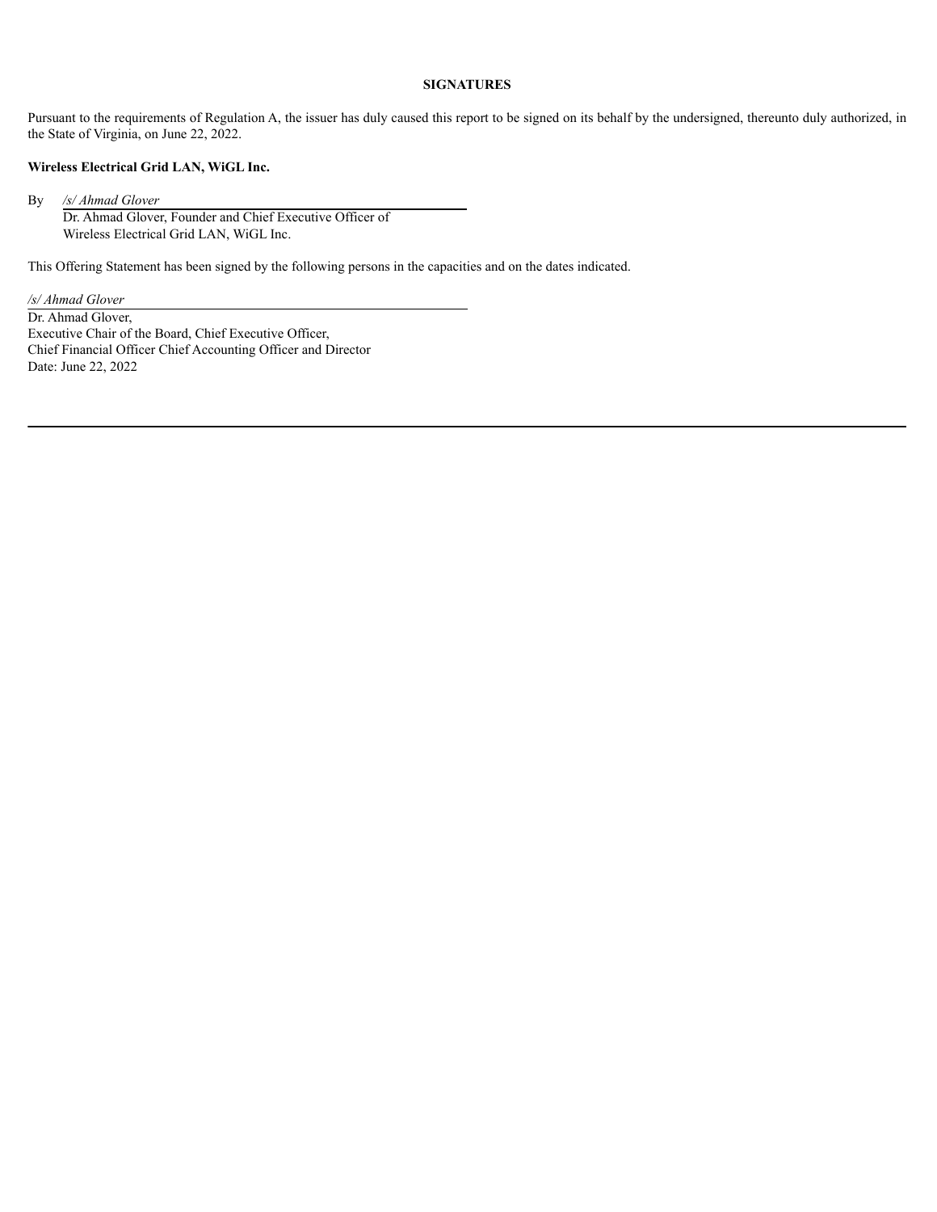## SIGNATURES

Pursuant to the requirements of Regulation A, the issuer has duly caused this report to be signed on its behalf by the undersigned, thereunto duly authorized, in the State of Virginia, on June 22, 2022.

**Wireless Electrical Grid LAN, WiGL Inc.**

By *​/s/ Ahmad Glover*
Dr. Ahmad Glover, Founder and Chief Executive Officer of
Wireless Electrical Grid LAN, WiGL Inc.

This Offering Statement has been signed by the following persons in the capacities and on the dates indicated.

*​/s/ Ahmad Glover*
Dr. Ahmad Glover,
Executive Chair of the Board, Chief Executive Officer,
Chief Financial Officer Chief Accounting Officer and Director
Date: June 22, 2022